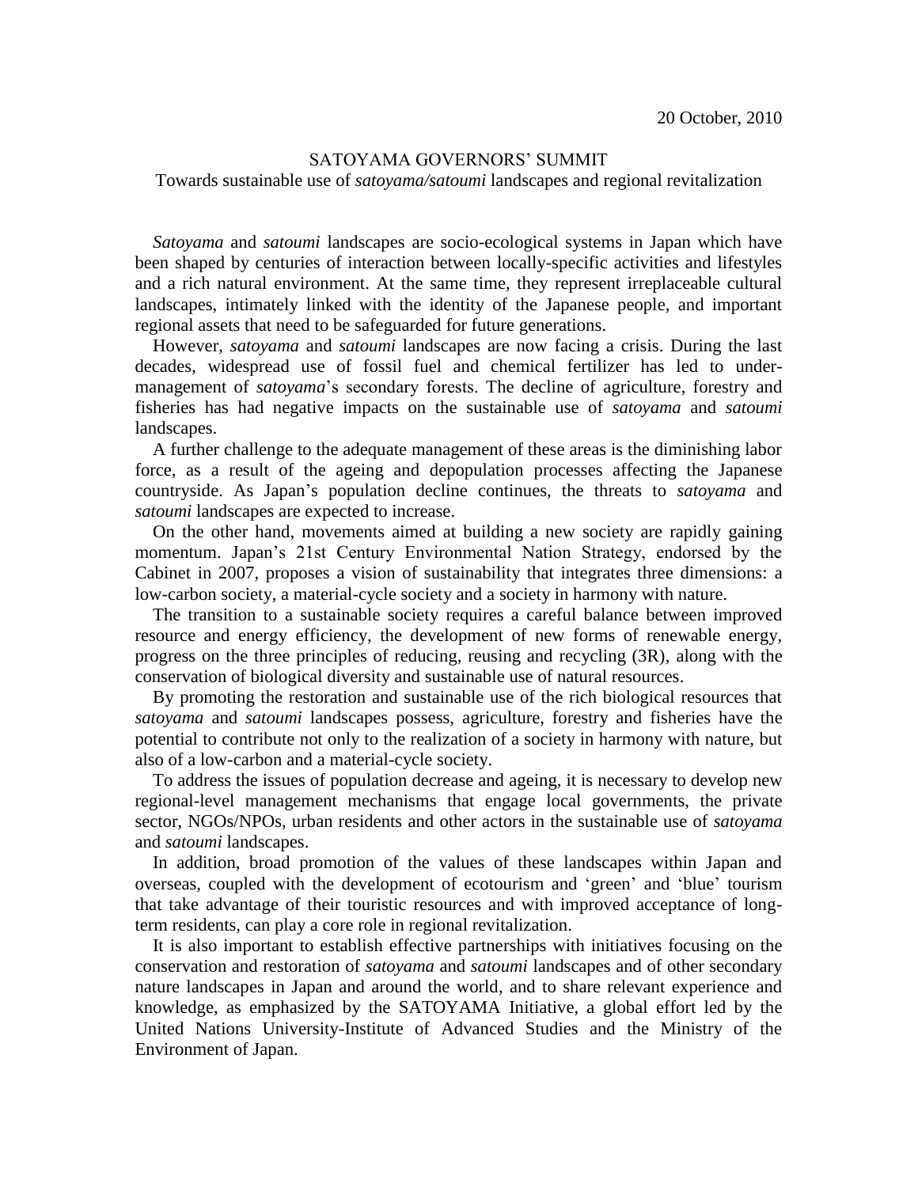20 October, 2010

# SATOYAMA GOVERNORS' SUMMIT

## Towards sustainable use of *satoyama/satoumi* landscapes and regional revitalization

*Satoyama* and *satoumi* landscapes are socio-ecological systems in Japan which have been shaped by centuries of interaction between locally-specific activities and lifestyles and a rich natural environment. At the same time, they represent irreplaceable cultural landscapes, intimately linked with the identity of the Japanese people, and important regional assets that need to be safeguarded for future generations.

However, *satoyama* and *satoumi* landscapes are now facing a crisis. During the last decades, widespread use of fossil fuel and chemical fertilizer has led to under-management of *satoyama*'s secondary forests. The decline of agriculture, forestry and fisheries has had negative impacts on the sustainable use of *satoyama* and *satoumi* landscapes.

A further challenge to the adequate management of these areas is the diminishing labor force, as a result of the ageing and depopulation processes affecting the Japanese countryside. As Japan's population decline continues, the threats to *satoyama* and *satoumi* landscapes are expected to increase.

On the other hand, movements aimed at building a new society are rapidly gaining momentum. Japan's 21st Century Environmental Nation Strategy, endorsed by the Cabinet in 2007, proposes a vision of sustainability that integrates three dimensions: a low-carbon society, a material-cycle society and a society in harmony with nature.

The transition to a sustainable society requires a careful balance between improved resource and energy efficiency, the development of new forms of renewable energy, progress on the three principles of reducing, reusing and recycling (3R), along with the conservation of biological diversity and sustainable use of natural resources.

By promoting the restoration and sustainable use of the rich biological resources that *satoyama* and *satoumi* landscapes possess, agriculture, forestry and fisheries have the potential to contribute not only to the realization of a society in harmony with nature, but also of a low-carbon and a material-cycle society.

To address the issues of population decrease and ageing, it is necessary to develop new regional-level management mechanisms that engage local governments, the private sector, NGOs/NPOs, urban residents and other actors in the sustainable use of *satoyama* and *satoumi* landscapes.

In addition, broad promotion of the values of these landscapes within Japan and overseas, coupled with the development of ecotourism and 'green' and 'blue' tourism that take advantage of their touristic resources and with improved acceptance of long-term residents, can play a core role in regional revitalization.

It is also important to establish effective partnerships with initiatives focusing on the conservation and restoration of *satoyama* and *satoumi* landscapes and of other secondary nature landscapes in Japan and around the world, and to share relevant experience and knowledge, as emphasized by the SATOYAMA Initiative, a global effort led by the United Nations University-Institute of Advanced Studies and the Ministry of the Environment of Japan.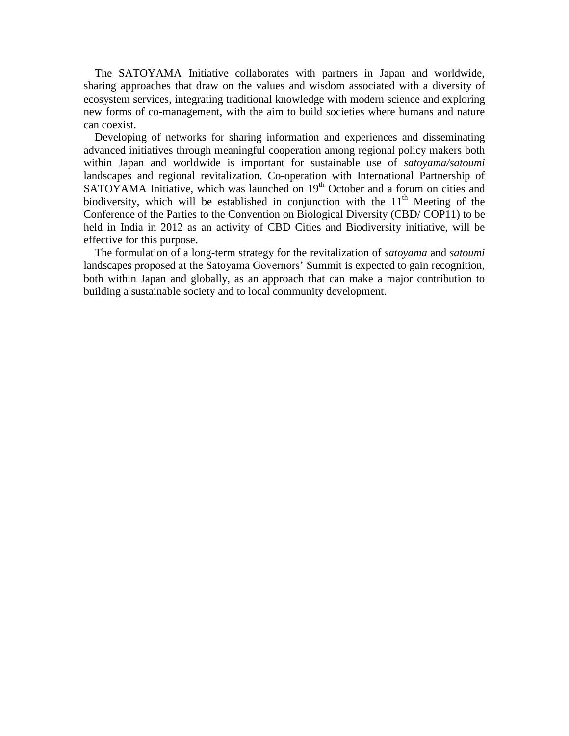The SATOYAMA Initiative collaborates with partners in Japan and worldwide, sharing approaches that draw on the values and wisdom associated with a diversity of ecosystem services, integrating traditional knowledge with modern science and exploring new forms of co-management, with the aim to build societies where humans and nature can coexist.

Developing of networks for sharing information and experiences and disseminating advanced initiatives through meaningful cooperation among regional policy makers both within Japan and worldwide is important for sustainable use of *satoyama/satoumi* landscapes and regional revitalization. Co-operation with International Partnership of SATOYAMA Initiative, which was launched on 19th October and a forum on cities and biodiversity, which will be established in conjunction with the 11th Meeting of the Conference of the Parties to the Convention on Biological Diversity (CBD/ COP11) to be held in India in 2012 as an activity of CBD Cities and Biodiversity initiative, will be effective for this purpose.

The formulation of a long-term strategy for the revitalization of *satoyama* and *satoumi* landscapes proposed at the Satoyama Governors' Summit is expected to gain recognition, both within Japan and globally, as an approach that can make a major contribution to building a sustainable society and to local community development.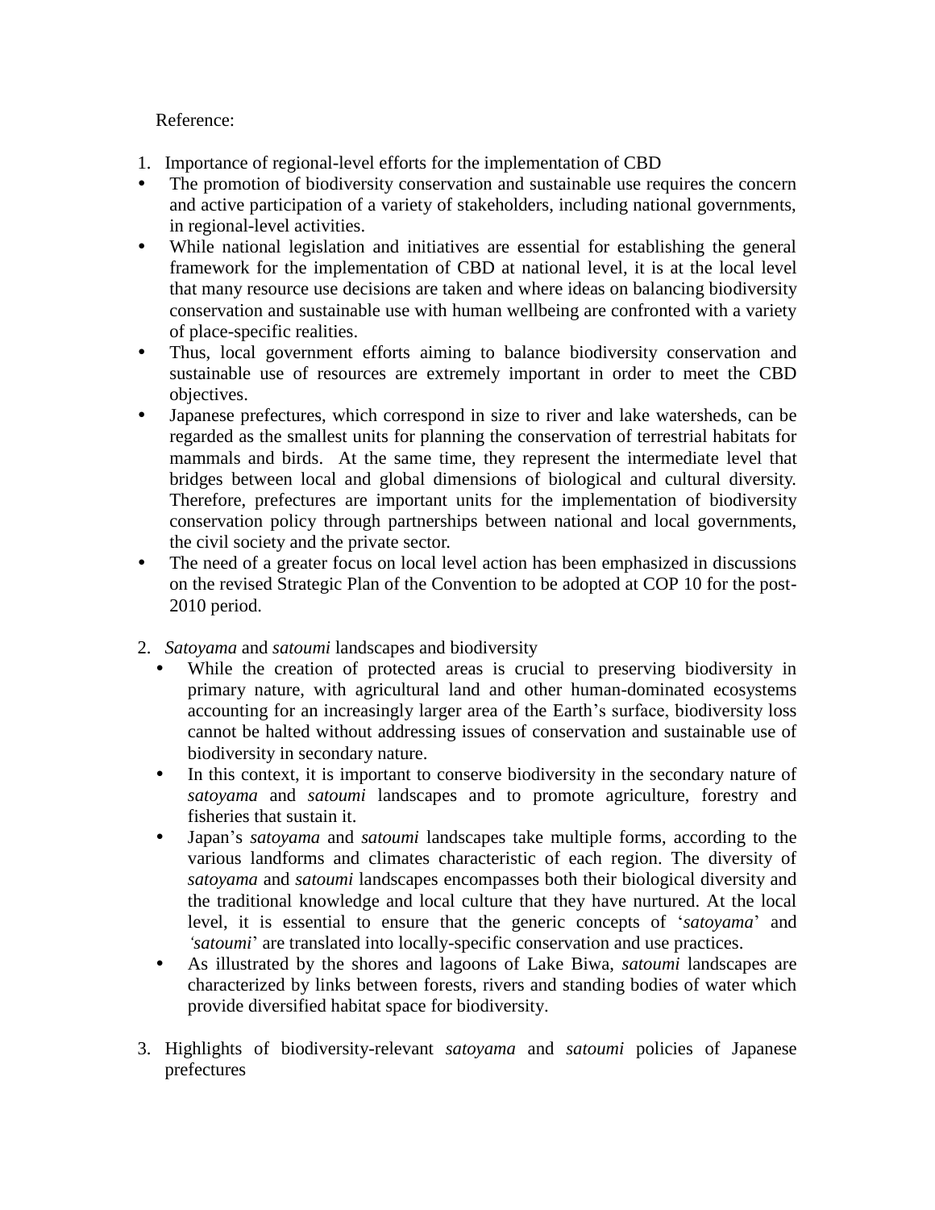Reference:

1. Importance of regional-level efforts for the implementation of CBD

- The promotion of biodiversity conservation and sustainable use requires the concern and active participation of a variety of stakeholders, including national governments, in regional-level activities.
- While national legislation and initiatives are essential for establishing the general framework for the implementation of CBD at national level, it is at the local level that many resource use decisions are taken and where ideas on balancing biodiversity conservation and sustainable use with human wellbeing are confronted with a variety of place-specific realities.
- Thus, local government efforts aiming to balance biodiversity conservation and sustainable use of resources are extremely important in order to meet the CBD objectives.
- Japanese prefectures, which correspond in size to river and lake watersheds, can be regarded as the smallest units for planning the conservation of terrestrial habitats for mammals and birds. At the same time, they represent the intermediate level that bridges between local and global dimensions of biological and cultural diversity. Therefore, prefectures are important units for the implementation of biodiversity conservation policy through partnerships between national and local governments, the civil society and the private sector.
- The need of a greater focus on local level action has been emphasized in discussions on the revised Strategic Plan of the Convention to be adopted at COP 10 for the post-2010 period.

2. *Satoyama* and *satoumi* landscapes and biodiversity

- While the creation of protected areas is crucial to preserving biodiversity in primary nature, with agricultural land and other human-dominated ecosystems accounting for an increasingly larger area of the Earth's surface, biodiversity loss cannot be halted without addressing issues of conservation and sustainable use of biodiversity in secondary nature.
- In this context, it is important to conserve biodiversity in the secondary nature of *satoyama* and *satoumi* landscapes and to promote agriculture, forestry and fisheries that sustain it.
- Japan's *satoyama* and *satoumi* landscapes take multiple forms, according to the various landforms and climates characteristic of each region. The diversity of *satoyama* and *satoumi* landscapes encompasses both their biological diversity and the traditional knowledge and local culture that they have nurtured. At the local level, it is essential to ensure that the generic concepts of '*satoyama*' and '*satoumi*' are translated into locally-specific conservation and use practices.
- As illustrated by the shores and lagoons of Lake Biwa, *satoumi* landscapes are characterized by links between forests, rivers and standing bodies of water which provide diversified habitat space for biodiversity.

3. Highlights of biodiversity-relevant *satoyama* and *satoumi* policies of Japanese prefectures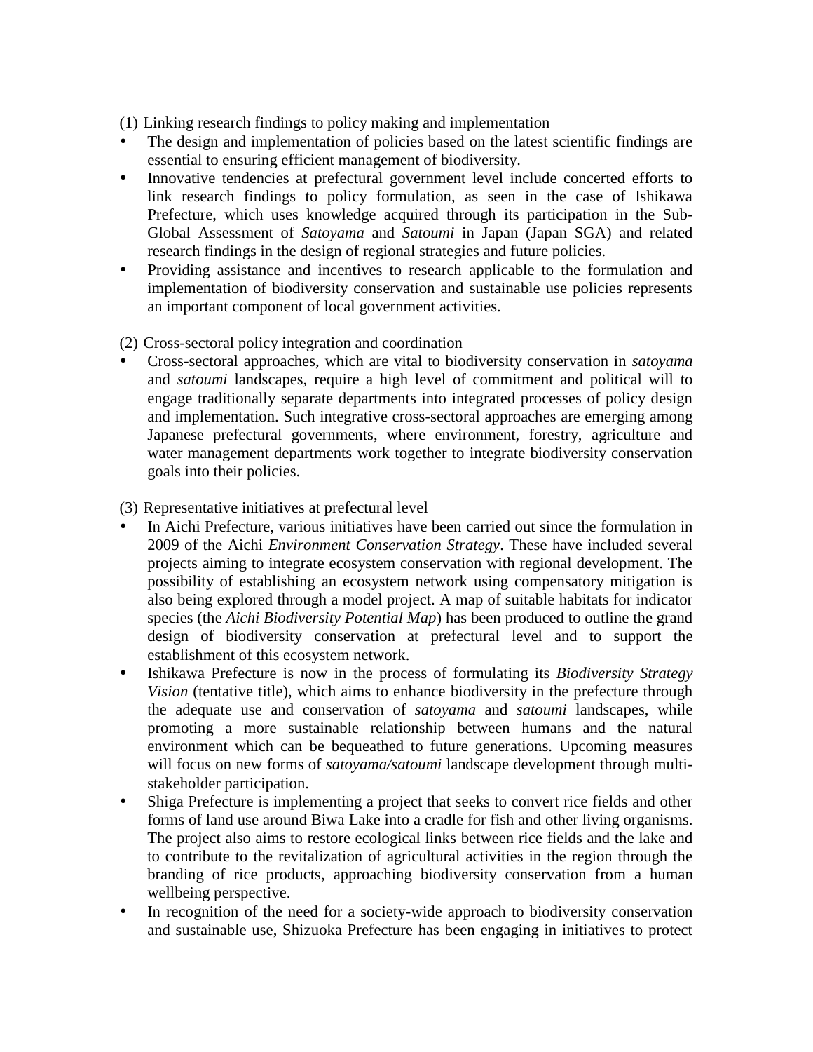(1) Linking research findings to policy making and implementation

- The design and implementation of policies based on the latest scientific findings are essential to ensuring efficient management of biodiversity.
- Innovative tendencies at prefectural government level include concerted efforts to link research findings to policy formulation, as seen in the case of Ishikawa Prefecture, which uses knowledge acquired through its participation in the Sub-Global Assessment of *Satoyama* and *Satoumi* in Japan (Japan SGA) and related research findings in the design of regional strategies and future policies.
- Providing assistance and incentives to research applicable to the formulation and implementation of biodiversity conservation and sustainable use policies represents an important component of local government activities.

(2) Cross-sectoral policy integration and coordination

- Cross-sectoral approaches, which are vital to biodiversity conservation in *satoyama* and *satoumi* landscapes, require a high level of commitment and political will to engage traditionally separate departments into integrated processes of policy design and implementation. Such integrative cross-sectoral approaches are emerging among Japanese prefectural governments, where environment, forestry, agriculture and water management departments work together to integrate biodiversity conservation goals into their policies.

(3) Representative initiatives at prefectural level

- In Aichi Prefecture, various initiatives have been carried out since the formulation in 2009 of the Aichi *Environment Conservation Strategy*. These have included several projects aiming to integrate ecosystem conservation with regional development. The possibility of establishing an ecosystem network using compensatory mitigation is also being explored through a model project. A map of suitable habitats for indicator species (the *Aichi Biodiversity Potential Map*) has been produced to outline the grand design of biodiversity conservation at prefectural level and to support the establishment of this ecosystem network.
- Ishikawa Prefecture is now in the process of formulating its *Biodiversity Strategy Vision* (tentative title), which aims to enhance biodiversity in the prefecture through the adequate use and conservation of *satoyama* and *satoumi* landscapes, while promoting a more sustainable relationship between humans and the natural environment which can be bequeathed to future generations. Upcoming measures will focus on new forms of *satoyama/satoumi* landscape development through multi-stakeholder participation.
- Shiga Prefecture is implementing a project that seeks to convert rice fields and other forms of land use around Biwa Lake into a cradle for fish and other living organisms. The project also aims to restore ecological links between rice fields and the lake and to contribute to the revitalization of agricultural activities in the region through the branding of rice products, approaching biodiversity conservation from a human wellbeing perspective.
- In recognition of the need for a society-wide approach to biodiversity conservation and sustainable use, Shizuoka Prefecture has been engaging in initiatives to protect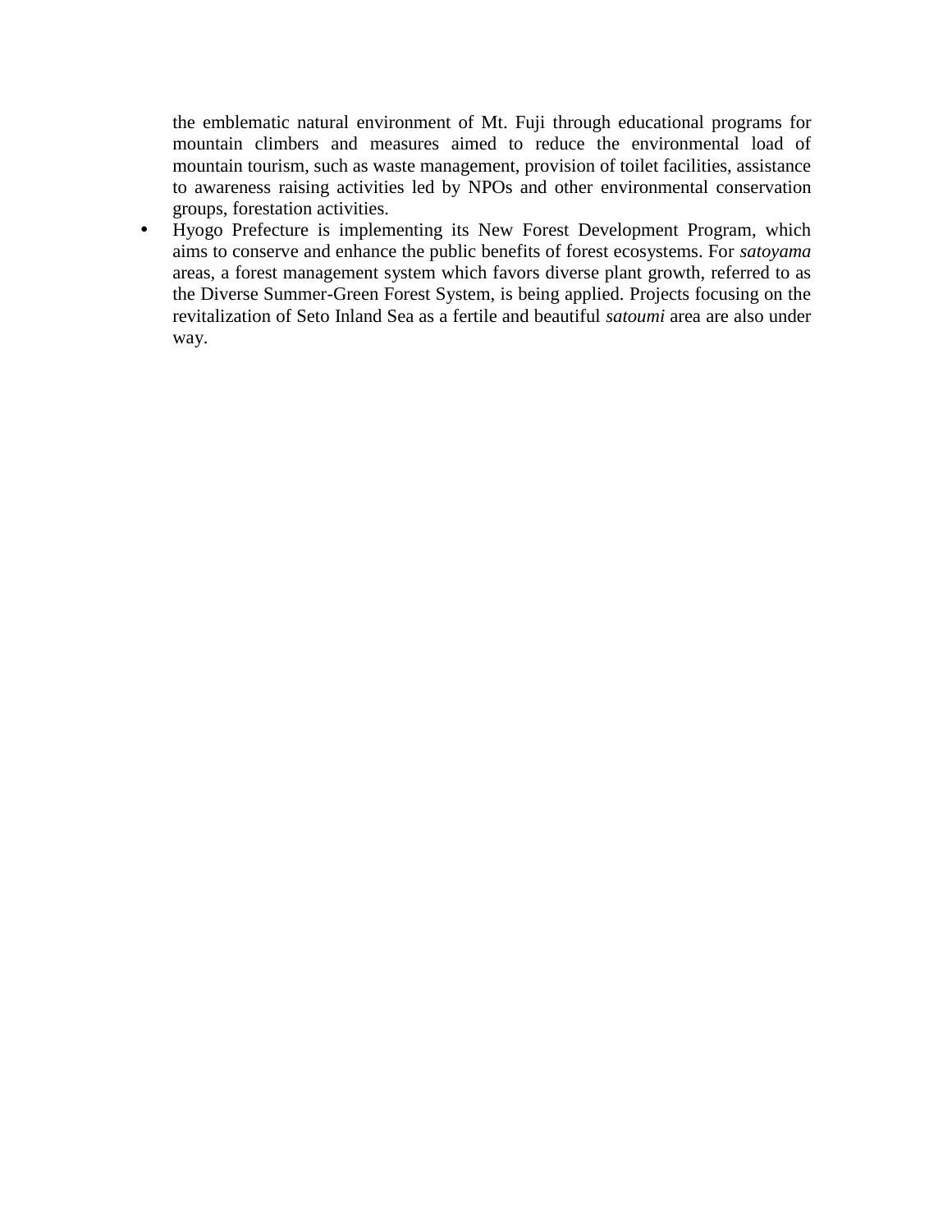the emblematic natural environment of Mt. Fuji through educational programs for mountain climbers and measures aimed to reduce the environmental load of mountain tourism, such as waste management, provision of toilet facilities, assistance to awareness raising activities led by NPOs and other environmental conservation groups, forestation activities.

- Hyogo Prefecture is implementing its New Forest Development Program, which aims to conserve and enhance the public benefits of forest ecosystems. For *satoyama* areas, a forest management system which favors diverse plant growth, referred to as the Diverse Summer-Green Forest System, is being applied. Projects focusing on the revitalization of Seto Inland Sea as a fertile and beautiful *satoumi* area are also under way.